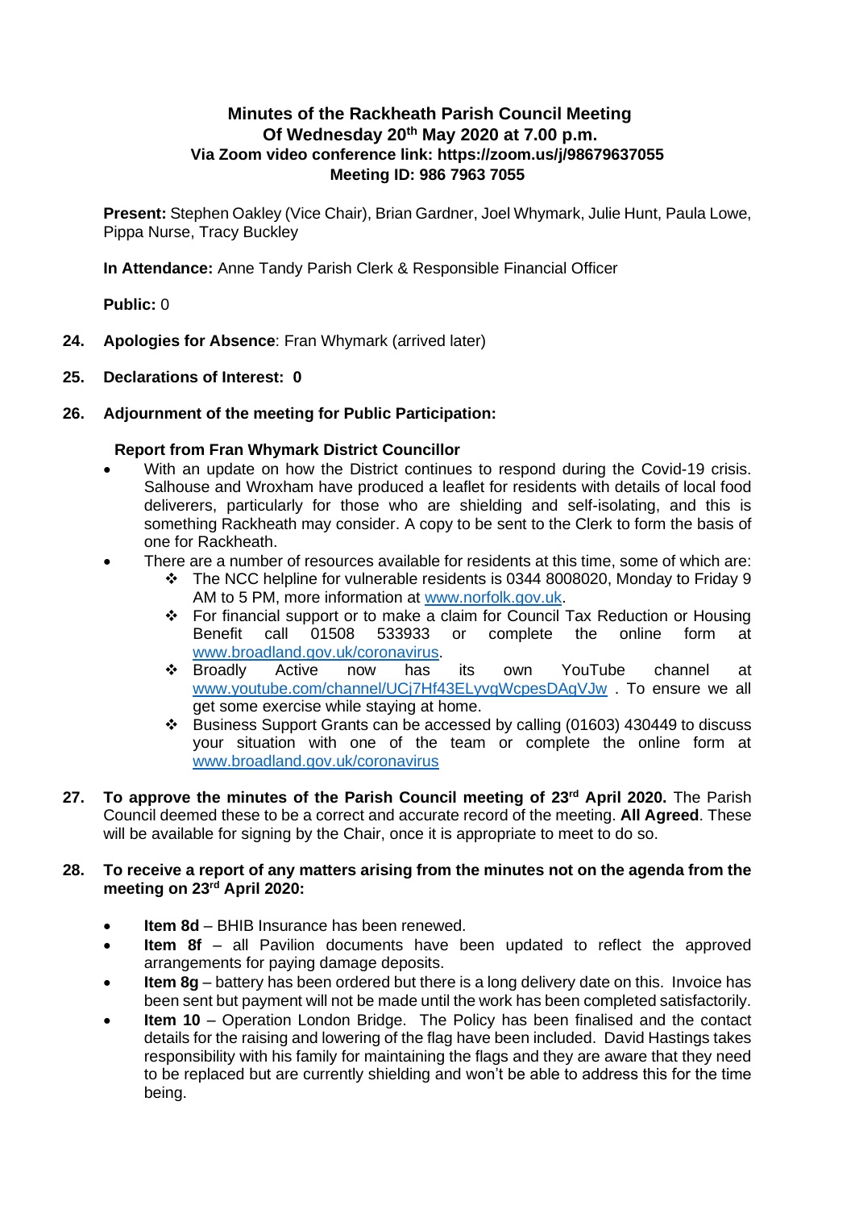# Minutes of the Rackheath Parish Council Meeting
## Of Wednesday 20th May 2020 at 7.00 p.m.
### Via Zoom video conference link: https://zoom.us/j/98679637055
### Meeting ID: 986 7963 7055

**Present:** Stephen Oakley (Vice Chair), Brian Gardner, Joel Whymark, Julie Hunt, Paula Lowe, Pippa Nurse, Tracy Buckley

**In Attendance:** Anne Tandy Parish Clerk & Responsible Financial Officer

**Public:** 0

**24. Apologies for Absence**: Fran Whymark (arrived later)

**25. Declarations of Interest: 0**

**26. Adjournment of the meeting for Public Participation:**

**Report from Fran Whymark District Councillor**

- With an update on how the District continues to respond during the Covid-19 crisis. Salhouse and Wroxham have produced a leaflet for residents with details of local food deliverers, particularly for those who are shielding and self-isolating, and this is something Rackheath may consider. A copy to be sent to the Clerk to form the basis of one for Rackheath.
- There are a number of resources available for residents at this time, some of which are:
  - The NCC helpline for vulnerable residents is 0344 8008020, Monday to Friday 9 AM to 5 PM, more information at www.norfolk.gov.uk.
  - For financial support or to make a claim for Council Tax Reduction or Housing Benefit call 01508 533933 or complete the online form at www.broadland.gov.uk/coronavirus.
  - Broadly Active now has its own YouTube channel at www.youtube.com/channel/UCj7Hf43ELyvgWcpesDAqVJw . To ensure we all get some exercise while staying at home.
  - Business Support Grants can be accessed by calling (01603) 430449 to discuss your situation with one of the team or complete the online form at www.broadland.gov.uk/coronavirus

**27. To approve the minutes of the Parish Council meeting of 23rd April 2020.** The Parish Council deemed these to be a correct and accurate record of the meeting. **All Agreed**. These will be available for signing by the Chair, once it is appropriate to meet to do so.

**28. To receive a report of any matters arising from the minutes not on the agenda from the meeting on 23rd April 2020:**

- **Item 8d** – BHIB Insurance has been renewed.
- **Item 8f** – all Pavilion documents have been updated to reflect the approved arrangements for paying damage deposits.
- **Item 8g** – battery has been ordered but there is a long delivery date on this. Invoice has been sent but payment will not be made until the work has been completed satisfactorily.
- **Item 10** – Operation London Bridge. The Policy has been finalised and the contact details for the raising and lowering of the flag have been included. David Hastings takes responsibility with his family for maintaining the flags and they are aware that they need to be replaced but are currently shielding and won't be able to address this for the time being.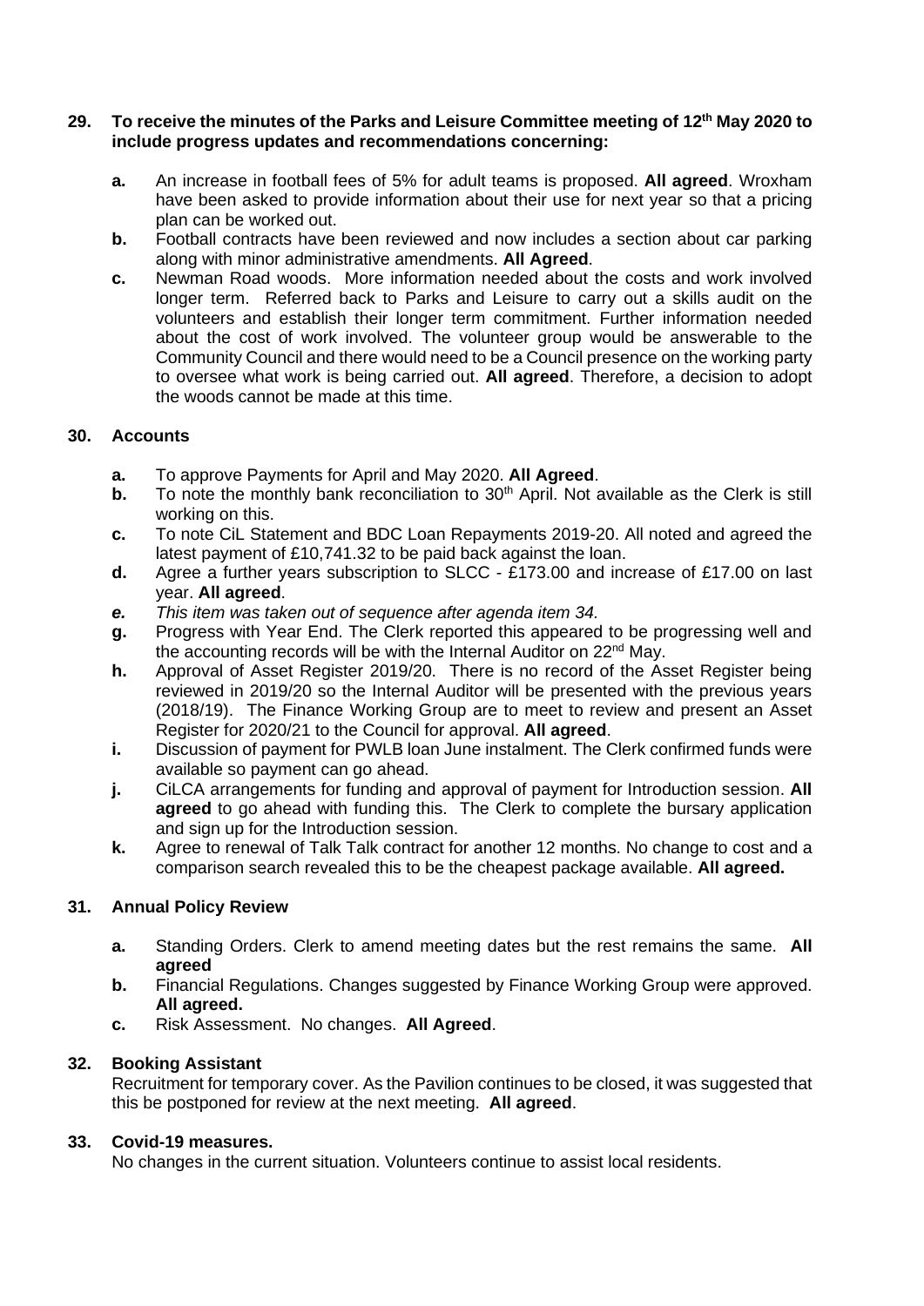**29. To receive the minutes of the Parks and Leisure Committee meeting of 12th May 2020 to include progress updates and recommendations concerning:**

- **a.** An increase in football fees of 5% for adult teams is proposed. **All agreed**. Wroxham have been asked to provide information about their use for next year so that a pricing plan can be worked out.
- **b.** Football contracts have been reviewed and now includes a section about car parking along with minor administrative amendments. **All Agreed**.
- **c.** Newman Road woods. More information needed about the costs and work involved longer term. Referred back to Parks and Leisure to carry out a skills audit on the volunteers and establish their longer term commitment. Further information needed about the cost of work involved. The volunteer group would be answerable to the Community Council and there would need to be a Council presence on the working party to oversee what work is being carried out. **All agreed**. Therefore, a decision to adopt the woods cannot be made at this time.

**30. Accounts**

- **a.** To approve Payments for April and May 2020. **All Agreed**.
- **b.** To note the monthly bank reconciliation to 30th April. Not available as the Clerk is still working on this.
- **c.** To note CiL Statement and BDC Loan Repayments 2019-20. All noted and agreed the latest payment of £10,741.32 to be paid back against the loan.
- **d.** Agree a further years subscription to SLCC - £173.00 and increase of £17.00 on last year. **All agreed**.
- ***e.*** *This item was taken out of sequence after agenda item 34.*
- **g.** Progress with Year End. The Clerk reported this appeared to be progressing well and the accounting records will be with the Internal Auditor on 22nd May.
- **h.** Approval of Asset Register 2019/20. There is no record of the Asset Register being reviewed in 2019/20 so the Internal Auditor will be presented with the previous years (2018/19). The Finance Working Group are to meet to review and present an Asset Register for 2020/21 to the Council for approval. **All agreed**.
- **i.** Discussion of payment for PWLB loan June instalment. The Clerk confirmed funds were available so payment can go ahead.
- **j.** CiLCA arrangements for funding and approval of payment for Introduction session. **All agreed** to go ahead with funding this. The Clerk to complete the bursary application and sign up for the Introduction session.
- **k.** Agree to renewal of Talk Talk contract for another 12 months. No change to cost and a comparison search revealed this to be the cheapest package available. **All agreed.**

**31. Annual Policy Review**

- **a.** Standing Orders. Clerk to amend meeting dates but the rest remains the same. **All agreed**
- **b.** Financial Regulations. Changes suggested by Finance Working Group were approved. **All agreed.**
- **c.** Risk Assessment. No changes. **All Agreed**.

**32. Booking Assistant**

Recruitment for temporary cover. As the Pavilion continues to be closed, it was suggested that this be postponed for review at the next meeting. **All agreed**.

**33. Covid-19 measures.**

No changes in the current situation. Volunteers continue to assist local residents.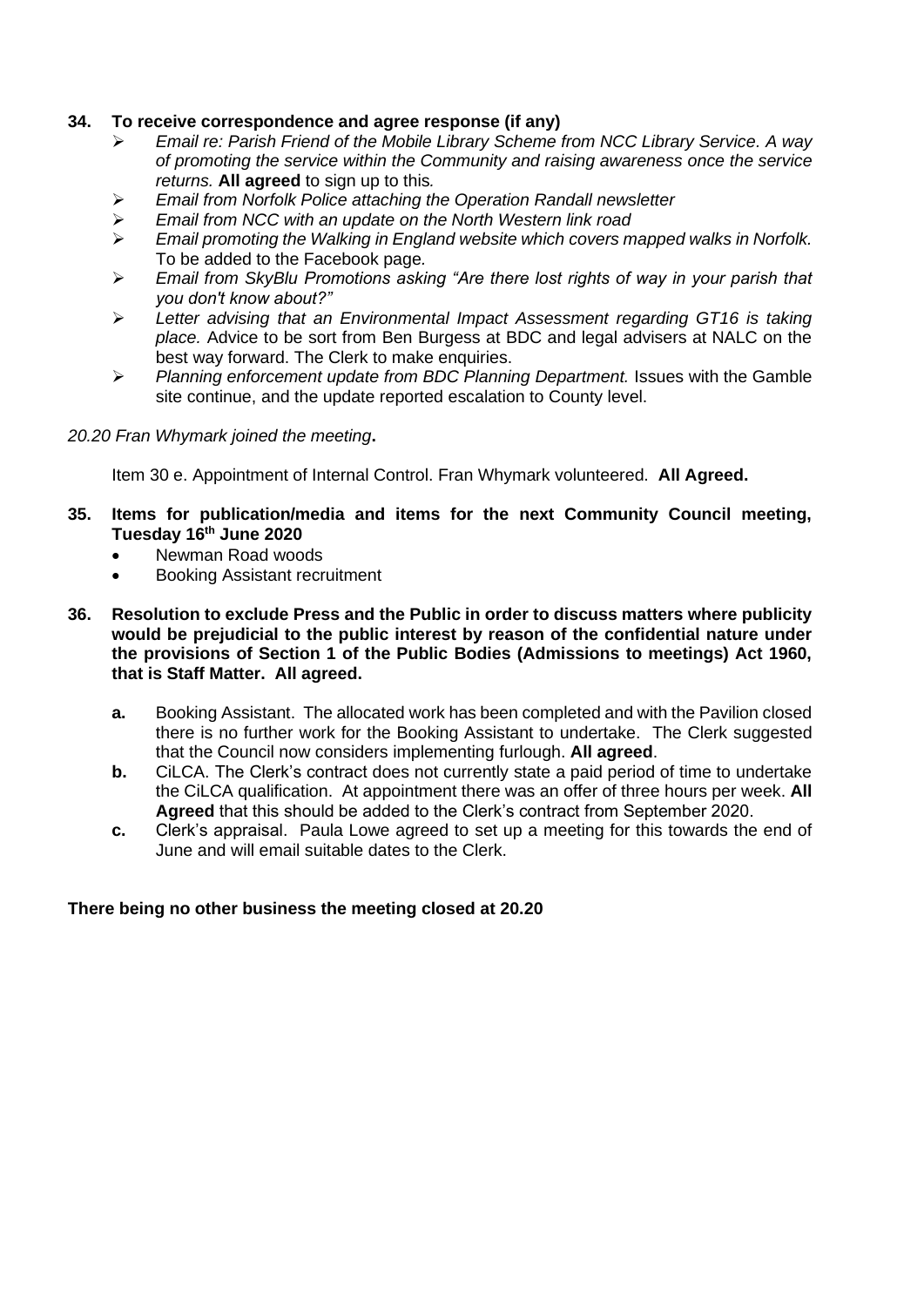**34. To receive correspondence and agree response (if any)**

- *Email re: Parish Friend of the Mobile Library Scheme from NCC Library Service. A way of promoting the service within the Community and raising awareness once the service returns.* **All agreed** to sign up to this*.*
- *Email from Norfolk Police attaching the Operation Randall newsletter*
- *Email from NCC with an update on the North Western link road*
- *Email promoting the Walking in England website which covers mapped walks in Norfolk.* To be added to the Facebook page*.*
- *Email from SkyBlu Promotions asking "Are there lost rights of way in your parish that you don't know about?"*
- *Letter advising that an Environmental Impact Assessment regarding GT16 is taking place.* Advice to be sort from Ben Burgess at BDC and legal advisers at NALC on the best way forward. The Clerk to make enquiries.
- *Planning enforcement update from BDC Planning Department.* Issues with the Gamble site continue, and the update reported escalation to County level.

*20.20 Fran Whymark joined the meeting***.**

Item 30 e. Appointment of Internal Control. Fran Whymark volunteered. **All Agreed.**

**35. Items for publication/media and items for the next Community Council meeting, Tuesday 16th June 2020**

- Newman Road woods
- Booking Assistant recruitment

**36. Resolution to exclude Press and the Public in order to discuss matters where publicity would be prejudicial to the public interest by reason of the confidential nature under the provisions of Section 1 of the Public Bodies (Admissions to meetings) Act 1960, that is Staff Matter. All agreed.**

**a.** Booking Assistant. The allocated work has been completed and with the Pavilion closed there is no further work for the Booking Assistant to undertake. The Clerk suggested that the Council now considers implementing furlough. **All agreed**.

**b.** CiLCA. The Clerk's contract does not currently state a paid period of time to undertake the CiLCA qualification. At appointment there was an offer of three hours per week. **All Agreed** that this should be added to the Clerk's contract from September 2020.

**c.** Clerk's appraisal. Paula Lowe agreed to set up a meeting for this towards the end of June and will email suitable dates to the Clerk.

**There being no other business the meeting closed at 20.20**